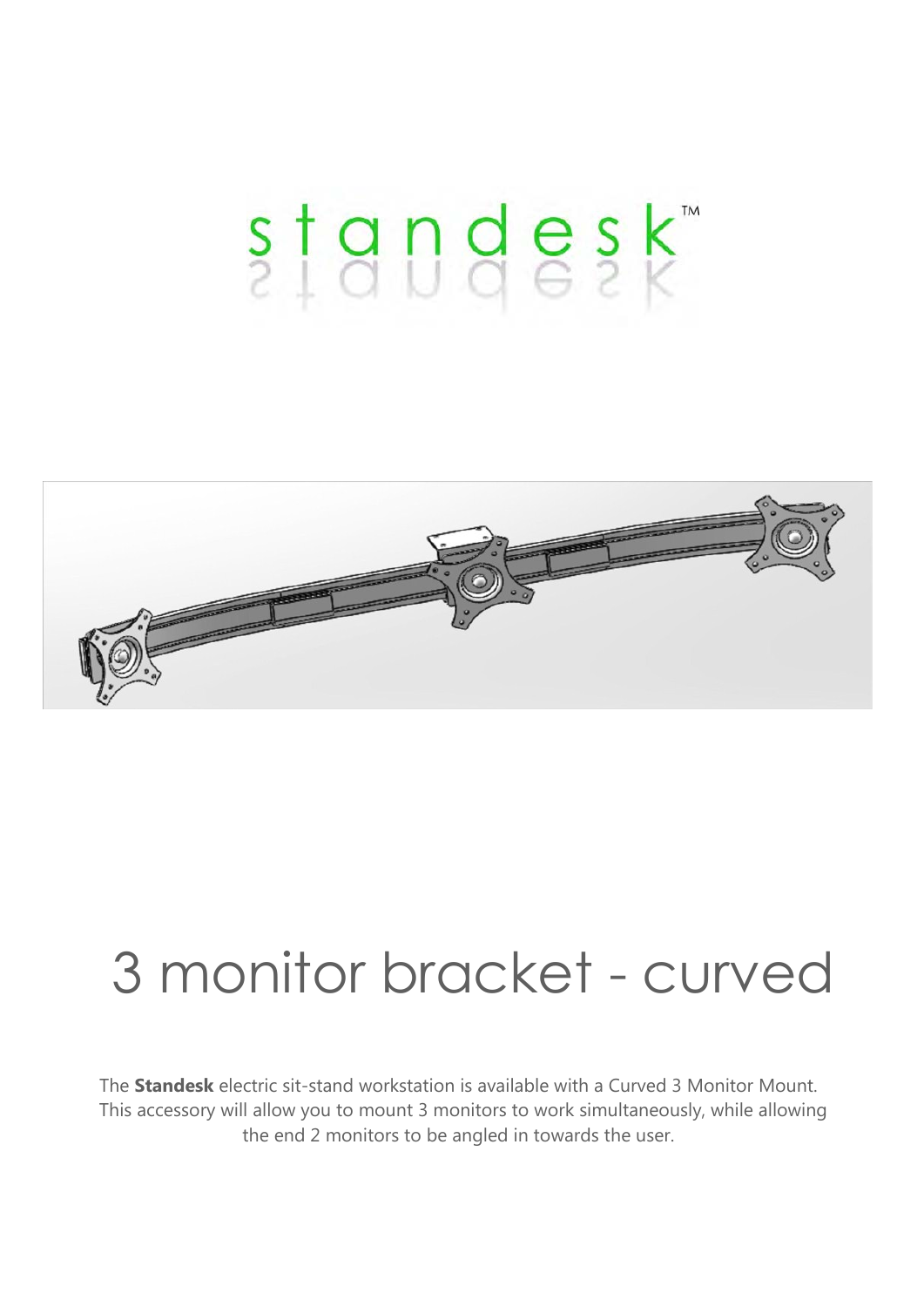# standesk™

# 3 monitor bracket - curved

The **Standesk** electric sit-stand workstation is available with a Curved 3 Monitor Mount. This accessory will allow you to mount 3 monitors to work simultaneously, while allowing the end 2 monitors to be angled in towards the user.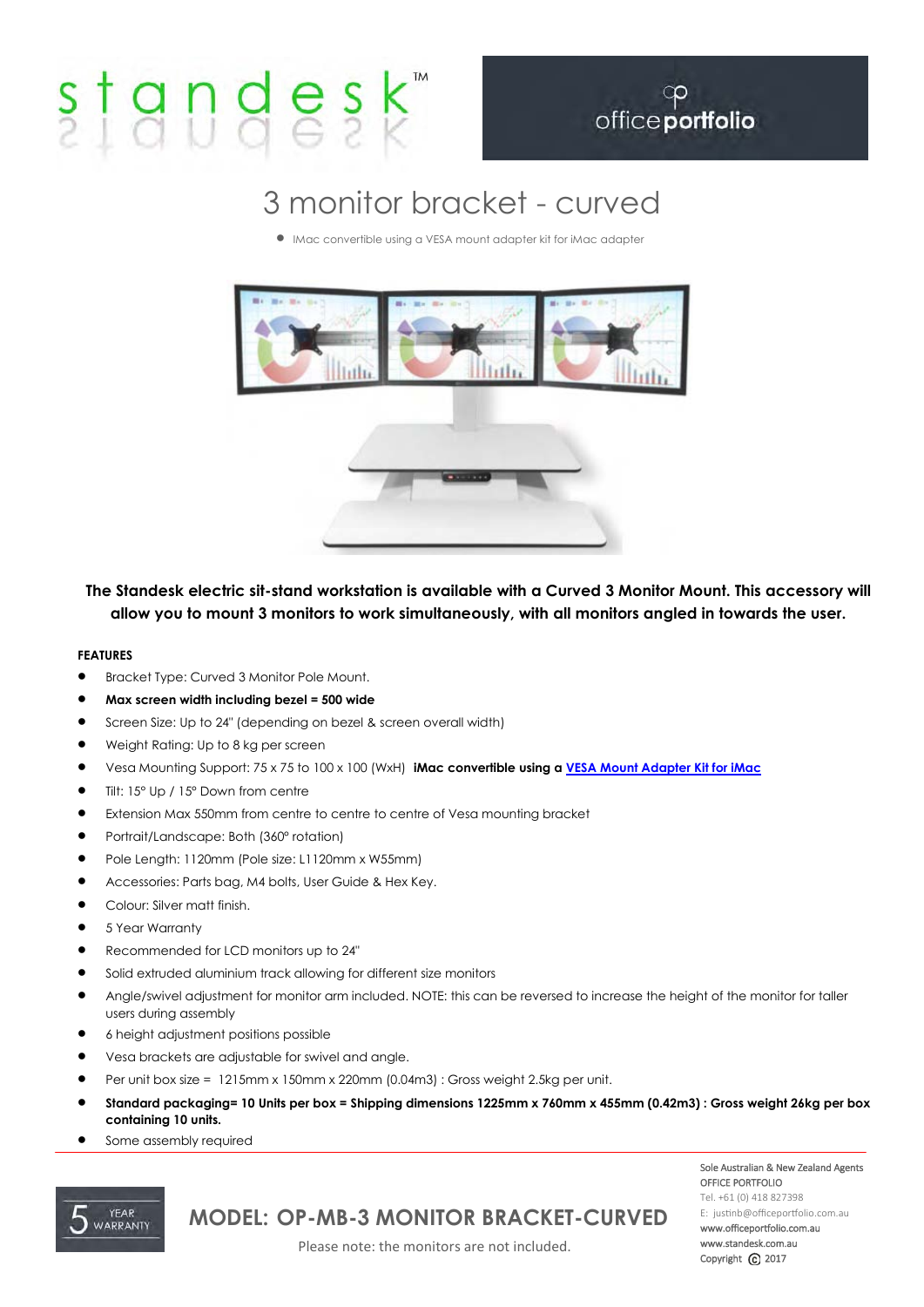standesk™

office portfolio

# 3 monitor bracket - curved

- IMac convertible using a VESA mount adapter kit for iMac adapter

**The Standesk electric sit-stand workstation is available with a Curved 3 Monitor Mount. This accessory will allow you to mount 3 monitors to work simultaneously, with all monitors angled in towards the user.**

**FEATURES**

- Bracket Type: Curved 3 Monitor Pole Mount.
- **Max screen width including bezel = 500 wide**
- Screen Size: Up to 24" (depending on bezel & screen overall width)
- Weight Rating: Up to 8 kg per screen
- Vesa Mounting Support: 75 x 75 to 100 x 100 (WxH) **iMac convertible using a [VESA Mount Adapter Kit for iMac]**
- Tilt: 15º Up / 15º Down from centre
- Extension Max 550mm from centre to centre to centre of Vesa mounting bracket
- Portrait/Landscape: Both (360º rotation)
- Pole Length: 1120mm (Pole size: L1120mm x W55mm)
- Accessories: Parts bag, M4 bolts, User Guide & Hex Key.
- Colour: Silver matt finish.
- 5 Year Warranty
- Recommended for LCD monitors up to 24"
- Solid extruded aluminium track allowing for different size monitors
- Angle/swivel adjustment for monitor arm included. NOTE: this can be reversed to increase the height of the monitor for taller users during assembly
- 6 height adjustment positions possible
- Vesa brackets are adjustable for swivel and angle.
- Per unit box size = 1215mm x 150mm x 220mm (0.04m3) : Gross weight 2.5kg per unit.
- **Standard packaging= 10 Units per box = Shipping dimensions 1225mm x 760mm x 455mm (0.42m3) : Gross weight 26kg per box containing 10 units.**
- Some assembly required

5 YEAR WARRANTY

## MODEL: OP-MB-3 MONITOR BRACKET-CURVED

Please note: the monitors are not included.

Sole Australian & New Zealand Agents
OFFICE PORTFOLIO
Tel. +61 (0) 418 827398
E: justinb@officeportfolio.com.au
www.officeportfolio.com.au
www.standesk.com.au
Copyright © 2017